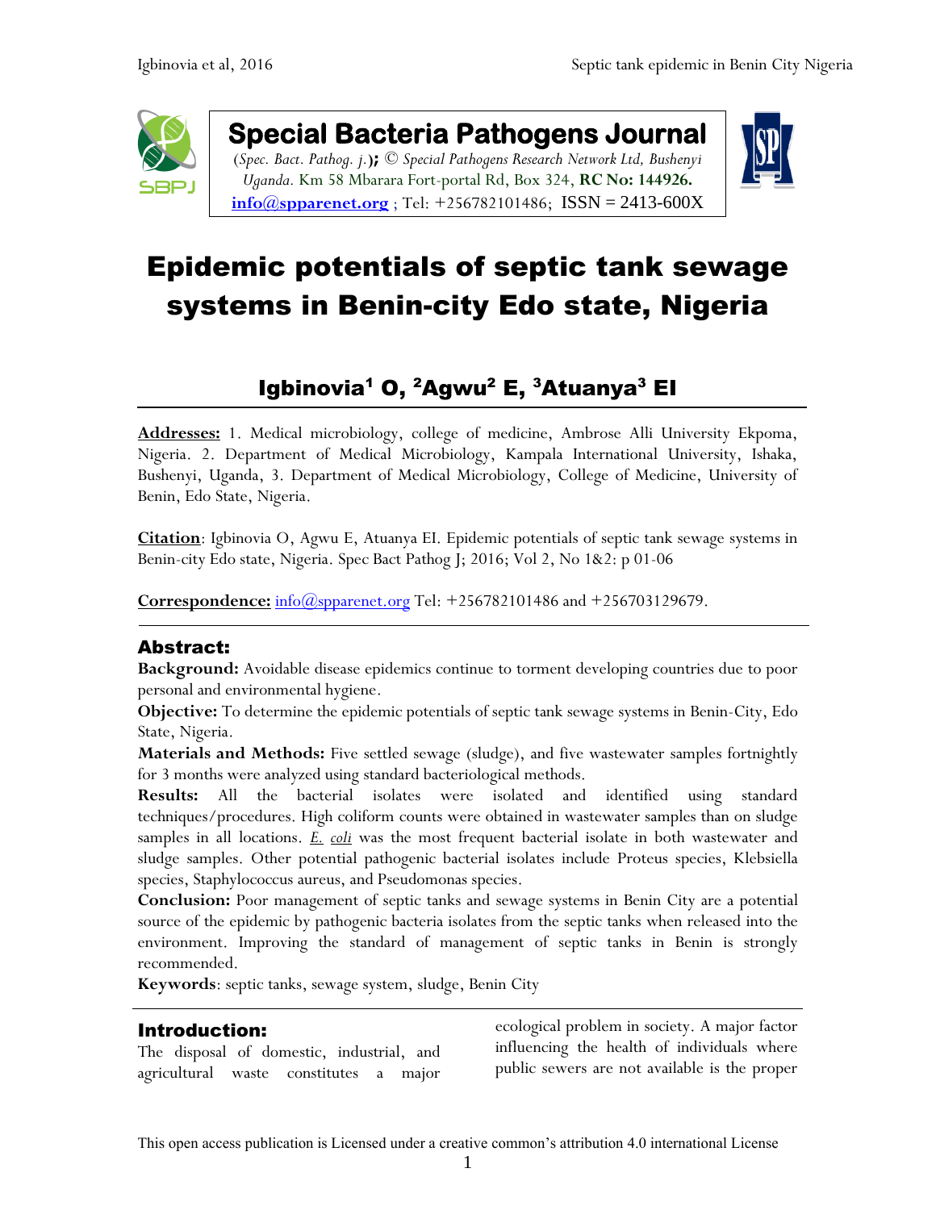# Special Bacteria Pathogens Journal

(*Spec. Bact. Pathog. j.*); © *Special Pathogens Research Network Ltd, Bushenyi Uganda.* Km 58 Mbarara Fort-portal Rd, Box 324, **RC No: 144926.** info@spparenet.org ; Tel: +256782101486; ISSN = 2413-600X

# Epidemic potentials of septic tank sewage systems in Benin-city Edo state, Nigeria

## Igbinovia[1] O, [2]Agwu[2] E, [3]Atuanya[3] EI

**Addresses:** 1. Medical microbiology, college of medicine, Ambrose Alli University Ekpoma, Nigeria. 2. Department of Medical Microbiology, Kampala International University, Ishaka, Bushenyi, Uganda, 3. Department of Medical Microbiology, College of Medicine, University of Benin, Edo State, Nigeria.

**Citation**: Igbinovia O, Agwu E, Atuanya EI. Epidemic potentials of septic tank sewage systems in Benin-city Edo state, Nigeria. Spec Bact Pathog J; 2016; Vol 2, No 1&2: p 01-06

**Correspondence:** info@spparenet.org Tel: +256782101486 and +256703129679.

## Abstract:

**Background:** Avoidable disease epidemics continue to torment developing countries due to poor personal and environmental hygiene.

**Objective:** To determine the epidemic potentials of septic tank sewage systems in Benin-City, Edo State, Nigeria.

**Materials and Methods:** Five settled sewage (sludge), and five wastewater samples fortnightly for 3 months were analyzed using standard bacteriological methods.

**Results:** All the bacterial isolates were isolated and identified using standard techniques/procedures. High coliform counts were obtained in wastewater samples than on sludge samples in all locations. *E. coli* was the most frequent bacterial isolate in both wastewater and sludge samples. Other potential pathogenic bacterial isolates include Proteus species, Klebsiella species, Staphylococcus aureus, and Pseudomonas species.

**Conclusion:** Poor management of septic tanks and sewage systems in Benin City are a potential source of the epidemic by pathogenic bacteria isolates from the septic tanks when released into the environment. Improving the standard of management of septic tanks in Benin is strongly recommended.

**Keywords**: septic tanks, sewage system, sludge, Benin City

## Introduction:

The disposal of domestic, industrial, and agricultural waste constitutes a major ecological problem in society. A major factor influencing the health of individuals where public sewers are not available is the proper

This open access publication is Licensed under a creative common's attribution 4.0 international License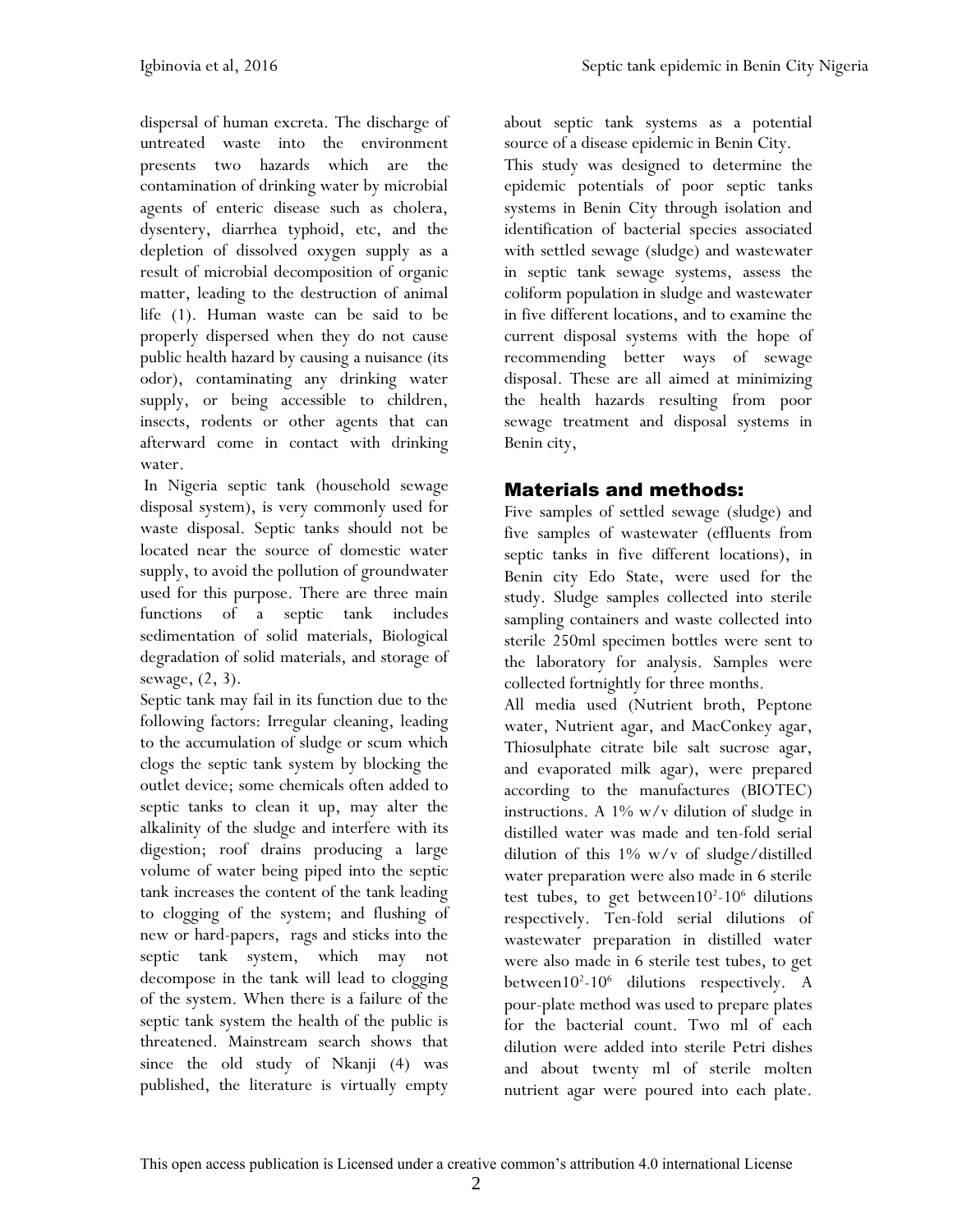dispersal of human excreta. The discharge of untreated waste into the environment presents two hazards which are the contamination of drinking water by microbial agents of enteric disease such as cholera, dysentery, diarrhea typhoid, etc, and the depletion of dissolved oxygen supply as a result of microbial decomposition of organic matter, leading to the destruction of animal life (1). Human waste can be said to be properly dispersed when they do not cause public health hazard by causing a nuisance (its odor), contaminating any drinking water supply, or being accessible to children, insects, rodents or other agents that can afterward come in contact with drinking water.

In Nigeria septic tank (household sewage disposal system), is very commonly used for waste disposal. Septic tanks should not be located near the source of domestic water supply, to avoid the pollution of groundwater used for this purpose. There are three main functions of a septic tank includes sedimentation of solid materials, Biological degradation of solid materials, and storage of sewage, (2, 3).

Septic tank may fail in its function due to the following factors: Irregular cleaning, leading to the accumulation of sludge or scum which clogs the septic tank system by blocking the outlet device; some chemicals often added to septic tanks to clean it up, may alter the alkalinity of the sludge and interfere with its digestion; roof drains producing a large volume of water being piped into the septic tank increases the content of the tank leading to clogging of the system; and flushing of new or hard-papers, rags and sticks into the septic tank system, which may not decompose in the tank will lead to clogging of the system. When there is a failure of the septic tank system the health of the public is threatened. Mainstream search shows that since the old study of Nkanji (4) was published, the literature is virtually empty about septic tank systems as a potential source of a disease epidemic in Benin City.

This study was designed to determine the epidemic potentials of poor septic tanks systems in Benin City through isolation and identification of bacterial species associated with settled sewage (sludge) and wastewater in septic tank sewage systems, assess the coliform population in sludge and wastewater in five different locations, and to examine the current disposal systems with the hope of recommending better ways of sewage disposal. These are all aimed at minimizing the health hazards resulting from poor sewage treatment and disposal systems in Benin city,

## Materials and methods:

Five samples of settled sewage (sludge) and five samples of wastewater (effluents from septic tanks in five different locations), in Benin city Edo State, were used for the study. Sludge samples collected into sterile sampling containers and waste collected into sterile 250ml specimen bottles were sent to the laboratory for analysis. Samples were collected fortnightly for three months.

All media used (Nutrient broth, Peptone water, Nutrient agar, and MacConkey agar, Thiosulphate citrate bile salt sucrose agar, and evaporated milk agar), were prepared according to the manufactures (BIOTEC) instructions. A 1% w/v dilution of sludge in distilled water was made and ten-fold serial dilution of this 1% w/v of sludge/distilled water preparation were also made in 6 sterile test tubes, to get between$10^{2}$-$10^{6}$ dilutions respectively. Ten-fold serial dilutions of wastewater preparation in distilled water were also made in 6 sterile test tubes, to get between$10^{2}$-$10^{6}$ dilutions respectively. A pour-plate method was used to prepare plates for the bacterial count. Two ml of each dilution were added into sterile Petri dishes and about twenty ml of sterile molten nutrient agar were poured into each plate.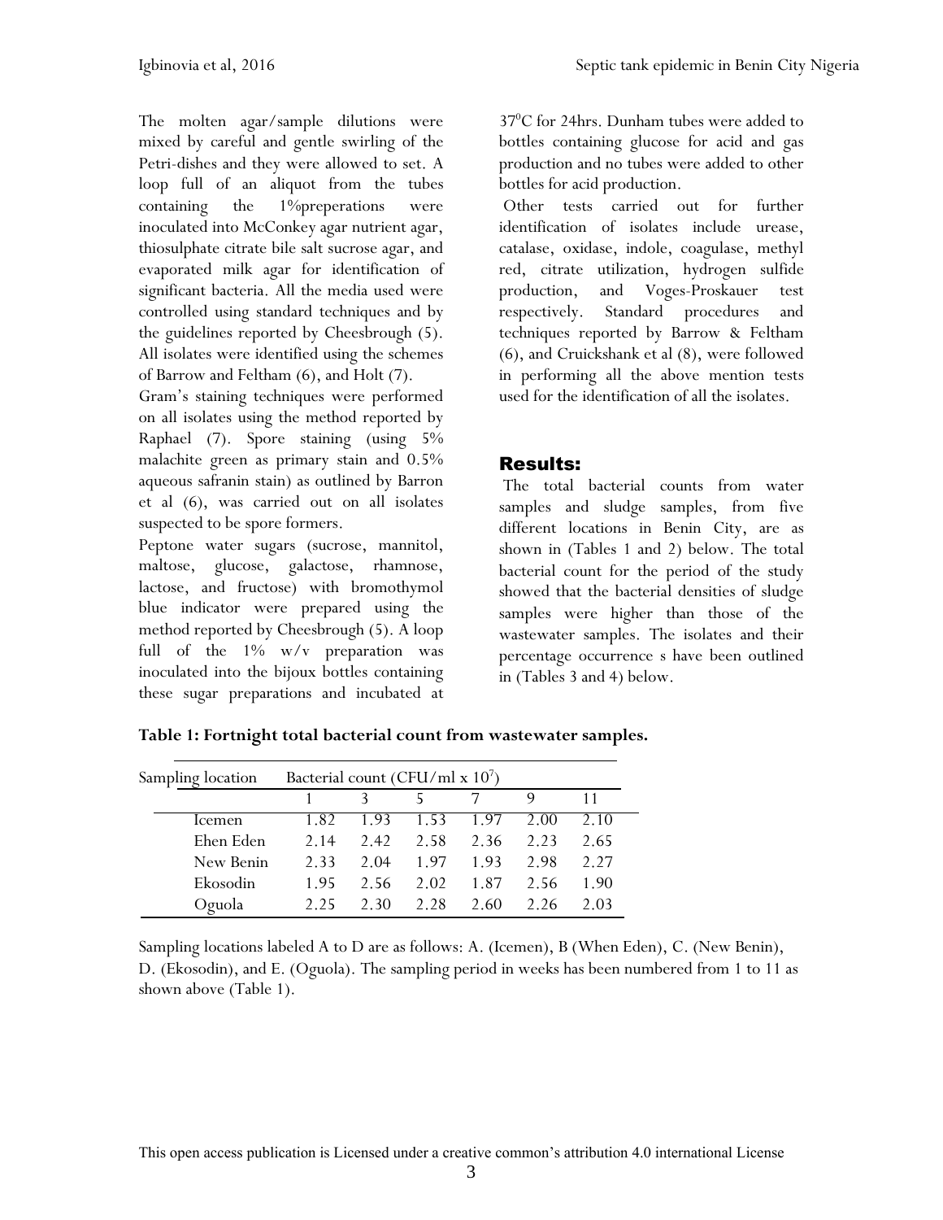The molten agar/sample dilutions were mixed by careful and gentle swirling of the Petri-dishes and they were allowed to set. A loop full of an aliquot from the tubes containing the 1%preperations were inoculated into McConkey agar nutrient agar, thiosulphate citrate bile salt sucrose agar, and evaporated milk agar for identification of significant bacteria. All the media used were controlled using standard techniques and by the guidelines reported by Cheesbrough (5). All isolates were identified using the schemes of Barrow and Feltham (6), and Holt (7).

Gram's staining techniques were performed on all isolates using the method reported by Raphael (7). Spore staining (using 5% malachite green as primary stain and 0.5% aqueous safranin stain) as outlined by Barron et al (6), was carried out on all isolates suspected to be spore formers.

Peptone water sugars (sucrose, mannitol, maltose, glucose, galactose, rhamnose, lactose, and fructose) with bromothymol blue indicator were prepared using the method reported by Cheesbrough (5). A loop full of the 1% w/v preparation was inoculated into the bijoux bottles containing these sugar preparations and incubated at $37^0$C for 24hrs. Dunham tubes were added to bottles containing glucose for acid and gas production and no tubes were added to other bottles for acid production.

Other tests carried out for further identification of isolates include urease, catalase, oxidase, indole, coagulase, methyl red, citrate utilization, hydrogen sulfide production, and Voges-Proskauer test respectively. Standard procedures and techniques reported by Barrow & Feltham (6), and Cruickshank et al (8), were followed in performing all the above mention tests used for the identification of all the isolates.

## Results:

The total bacterial counts from water samples and sludge samples, from five different locations in Benin City, are as shown in (Tables 1 and 2) below. The total bacterial count for the period of the study showed that the bacterial densities of sludge samples were higher than those of the wastewater samples. The isolates and their percentage occurrence s have been outlined in (Tables 3 and 4) below.

**Table 1: Fortnight total bacterial count from wastewater samples.**

| Sampling location | Bacterial count (CFU/ml x $10^7$) | | | | | |
|---|---|---|---|---|---|---|
| | 1 | 3 | 5 | 7 | 9 | 11 |
| Icemen | 1.82 | 1.93 | 1.53 | 1.97 | 2.00 | 2.10 |
| Ehen Eden | 2.14 | 2.42 | 2.58 | 2.36 | 2.23 | 2.65 |
| New Benin | 2.33 | 2.04 | 1.97 | 1.93 | 2.98 | 2.27 |
| Ekosodin | 1.95 | 2.56 | 2.02 | 1.87 | 2.56 | 1.90 |
| Oguola | 2.25 | 2.30 | 2.28 | 2.60 | 2.26 | 2.03 |

Sampling locations labeled A to D are as follows: A. (Icemen), B (When Eden), C. (New Benin), D. (Ekosodin), and E. (Oguola). The sampling period in weeks has been numbered from 1 to 11 as shown above (Table 1).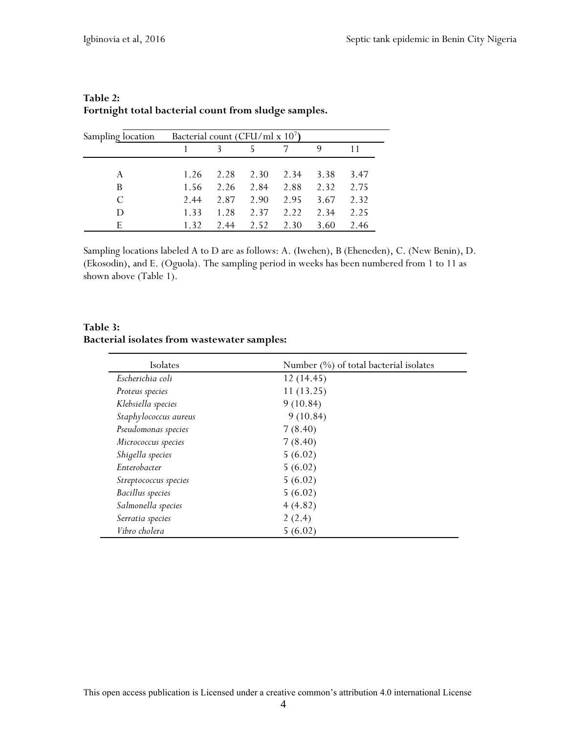**Table 2:**
**Fortnight total bacterial count from sludge samples.**

| Sampling location | Bacterial count (CFU/ml x $10^7$) | | | | | |
|---|---|---|---|---|---|---|
| | 1 | 3 | 5 | 7 | 9 | 11 |
| A | 1.26 | 2.28 | 2.30 | 2.34 | 3.38 | 3.47 |
| B | 1.56 | 2.26 | 2.84 | 2.88 | 2.32 | 2.75 |
| C | 2.44 | 2.87 | 2.90 | 2.95 | 3.67 | 2.32 |
| D | 1.33 | 1.28 | 2.37 | 2.22 | 2.34 | 2.25 |
| E | 1.32 | 2.44 | 2.52 | 2.30 | 3.60 | 2.46 |

Sampling locations labeled A to D are as follows: A. (Iwehen), B (Eheneden), C. (New Benin), D. (Ekosodin), and E. (Oguola). The sampling period in weeks has been numbered from 1 to 11 as shown above (Table 1).

**Table 3:**
**Bacterial isolates from wastewater samples:**

| Isolates | Number (%) of total bacterial isolates |
|---|---|
| *Escherichia coli* | 12 (14.45) |
| *Proteus species* | 11 (13.25) |
| *Klebsiella species* | 9 (10.84) |
| *Staphylococcus aureus* | 9 (10.84) |
| *Pseudomonas species* | 7 (8.40) |
| *Micrococcus species* | 7 (8.40) |
| *Shigella species* | 5 (6.02) |
| *Enterobacter* | 5 (6.02) |
| *Streptococcus species* | 5 (6.02) |
| *Bacillus species* | 5 (6.02) |
| *Salmonella species* | 4 (4.82) |
| *Serratia species* | 2 (2.4) |
| *Vibro cholera* | 5 (6.02) |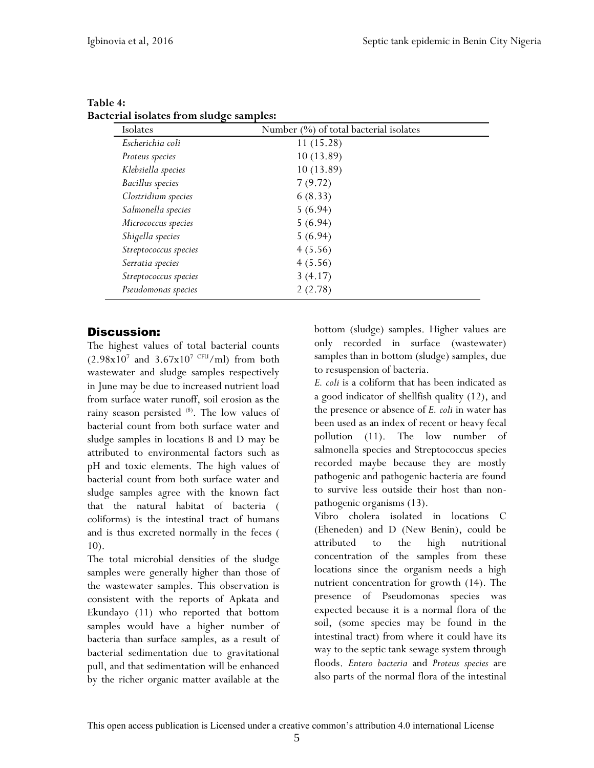**Table 4:**
**Bacterial isolates from sludge samples:**

| Isolates | Number (%) of total bacterial isolates |
|---|---|
| *Escherichia coli* | 11 (15.28) |
| *Proteus species* | 10 (13.89) |
| *Klebsiella species* | 10 (13.89) |
| *Bacillus species* | 7 (9.72) |
| *Clostridium species* | 6 (8.33) |
| *Salmonella species* | 5 (6.94) |
| *Micrococcus species* | 5 (6.94) |
| *Shigella species* | 5 (6.94) |
| *Streptococcus species* | 4 (5.56) |
| *Serratia species* | 4 (5.56) |
| *Streptococcus species* | 3 (4.17) |
| *Pseudomonas species* | 2 (2.78) |

## Discussion:

The highest values of total bacterial counts ($2.98 \times 10^7$ and $3.67 \times 10^7$ CFU/ml) from both wastewater and sludge samples respectively in June may be due to increased nutrient load from surface water runoff, soil erosion as the rainy season persisted [8]. The low values of bacterial count from both surface water and sludge samples in locations B and D may be attributed to environmental factors such as pH and toxic elements. The high values of bacterial count from both surface water and sludge samples agree with the known fact that the natural habitat of bacteria ( coliforms) is the intestinal tract of humans and is thus excreted normally in the feces ( 10).

The total microbial densities of the sludge samples were generally higher than those of the wastewater samples. This observation is consistent with the reports of Apkata and Ekundayo (11) who reported that bottom samples would have a higher number of bacteria than surface samples, as a result of bacterial sedimentation due to gravitational pull, and that sedimentation will be enhanced by the richer organic matter available at the bottom (sludge) samples. Higher values are only recorded in surface (wastewater) samples than in bottom (sludge) samples, due to resuspension of bacteria.

*E. coli* is a coliform that has been indicated as a good indicator of shellfish quality (12), and the presence or absence of *E. coli* in water has been used as an index of recent or heavy fecal pollution (11). The low number of salmonella species and Streptococcus species recorded maybe because they are mostly pathogenic and pathogenic bacteria are found to survive less outside their host than non-pathogenic organisms (13).

Vibro cholera isolated in locations C (Eheneden) and D (New Benin), could be attributed to the high nutritional concentration of the samples from these locations since the organism needs a high nutrient concentration for growth (14). The presence of Pseudomonas species was expected because it is a normal flora of the soil, (some species may be found in the intestinal tract) from where it could have its way to the septic tank sewage system through floods. *Entero bacteria* and *Proteus species* are also parts of the normal flora of the intestinal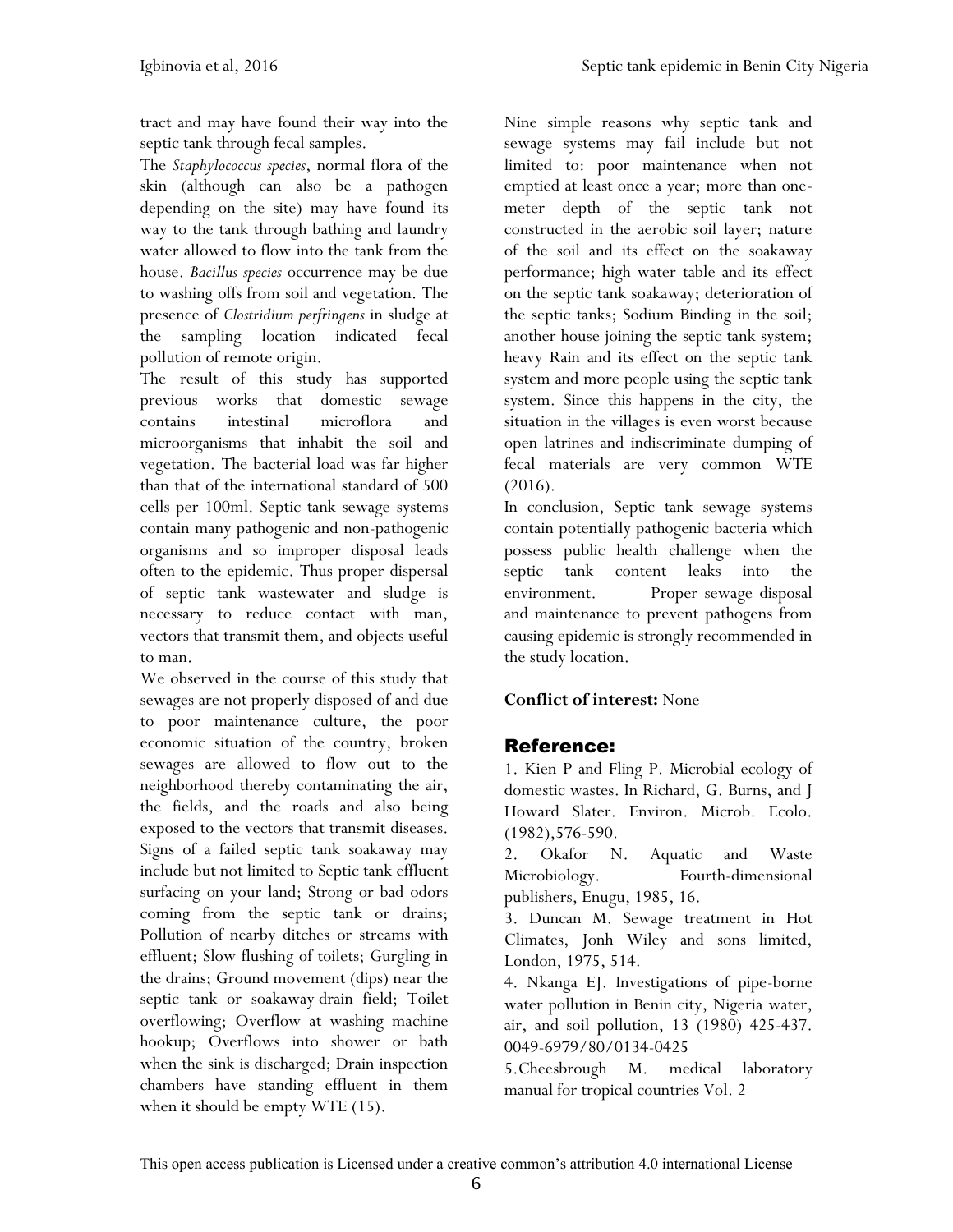tract and may have found their way into the septic tank through fecal samples.

The *Staphylococcus species*, normal flora of the skin (although can also be a pathogen depending on the site) may have found its way to the tank through bathing and laundry water allowed to flow into the tank from the house. *Bacillus species* occurrence may be due to washing offs from soil and vegetation. The presence of *Clostridium perfringens* in sludge at the sampling location indicated fecal pollution of remote origin.

The result of this study has supported previous works that domestic sewage contains intestinal microflora and microorganisms that inhabit the soil and vegetation. The bacterial load was far higher than that of the international standard of 500 cells per 100ml. Septic tank sewage systems contain many pathogenic and non-pathogenic organisms and so improper disposal leads often to the epidemic. Thus proper dispersal of septic tank wastewater and sludge is necessary to reduce contact with man, vectors that transmit them, and objects useful to man.

We observed in the course of this study that sewages are not properly disposed of and due to poor maintenance culture, the poor economic situation of the country, broken sewages are allowed to flow out to the neighborhood thereby contaminating the air, the fields, and the roads and also being exposed to the vectors that transmit diseases. Signs of a failed septic tank soakaway may include but not limited to Septic tank effluent surfacing on your land; Strong or bad odors coming from the septic tank or drains; Pollution of nearby ditches or streams with effluent; Slow flushing of toilets; Gurgling in the drains; Ground movement (dips) near the septic tank or soakaway drain field; Toilet overflowing; Overflow at washing machine hookup; Overflows into shower or bath when the sink is discharged; Drain inspection chambers have standing effluent in them when it should be empty WTE (15).

Nine simple reasons why septic tank and sewage systems may fail include but not limited to: poor maintenance when not emptied at least once a year; more than one-meter depth of the septic tank not constructed in the aerobic soil layer; nature of the soil and its effect on the soakaway performance; high water table and its effect on the septic tank soakaway; deterioration of the septic tanks; Sodium Binding in the soil; another house joining the septic tank system; heavy Rain and its effect on the septic tank system and more people using the septic tank system. Since this happens in the city, the situation in the villages is even worst because open latrines and indiscriminate dumping of fecal materials are very common WTE (2016).

In conclusion, Septic tank sewage systems contain potentially pathogenic bacteria which possess public health challenge when the septic tank content leaks into the environment. Proper sewage disposal and maintenance to prevent pathogens from causing epidemic is strongly recommended in the study location.

**Conflict of interest:** None

## Reference:

1. Kien P and Fling P. Microbial ecology of domestic wastes. In Richard, G. Burns, and J Howard Slater. Environ. Microb. Ecolo. (1982),576-590.
2. Okafor N. Aquatic and Waste Microbiology. Fourth-dimensional publishers, Enugu, 1985, 16.
3. Duncan M. Sewage treatment in Hot Climates, Jonh Wiley and sons limited, London, 1975, 514.
4. Nkanga EJ. Investigations of pipe-borne water pollution in Benin city, Nigeria water, air, and soil pollution, 13 (1980) 425-437. 0049-6979/80/0134-0425
5. Cheesbrough M. medical laboratory manual for tropical countries Vol. 2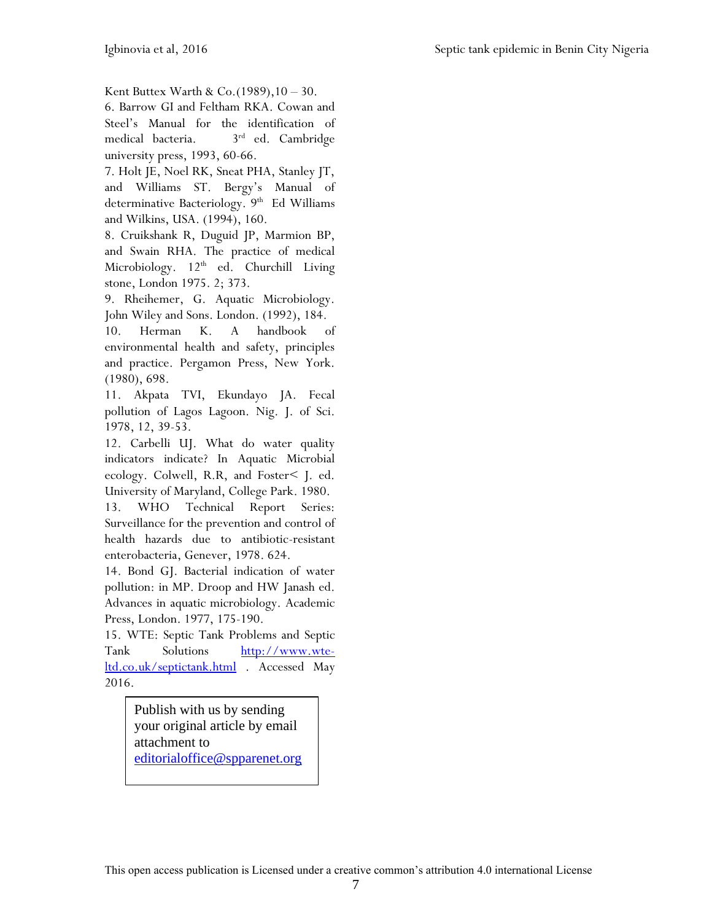Kent Buttex Warth & Co.(1989),10 – 30.

6. Barrow GI and Feltham RKA. Cowan and Steel's Manual for the identification of medical bacteria. 3rd ed. Cambridge university press, 1993, 60-66.

7. Holt JE, Noel RK, Sneat PHA, Stanley JT, and Williams ST. Bergy's Manual of determinative Bacteriology. 9th Ed Williams and Wilkins, USA. (1994), 160.

8. Cruikshank R, Duguid JP, Marmion BP, and Swain RHA. The practice of medical Microbiology. 12th ed. Churchill Living stone, London 1975. 2; 373.

9. Rheihemer, G. Aquatic Microbiology. John Wiley and Sons. London. (1992), 184.

10. Herman K. A handbook of environmental health and safety, principles and practice. Pergamon Press, New York. (1980), 698.

11. Akpata TVI, Ekundayo JA. Fecal pollution of Lagos Lagoon. Nig. J. of Sci. 1978, 12, 39-53.

12. Carbelli UJ. What do water quality indicators indicate? In Aquatic Microbial ecology. Colwell, R.R, and Foster< J. ed. University of Maryland, College Park. 1980.

13. WHO Technical Report Series: Surveillance for the prevention and control of health hazards due to antibiotic-resistant enterobacteria, Genever, 1978. 624.

14. Bond GJ. Bacterial indication of water pollution: in MP. Droop and HW Janash ed. Advances in aquatic microbiology. Academic Press, London. 1977, 175-190.

15. WTE: Septic Tank Problems and Septic Tank Solutions http://www.wte-ltd.co.uk/septictank.html . Accessed May 2016.

Publish with us by sending your original article by email attachment to editorialoffice@spparenet.org

This open access publication is Licensed under a creative common's attribution 4.0 international License